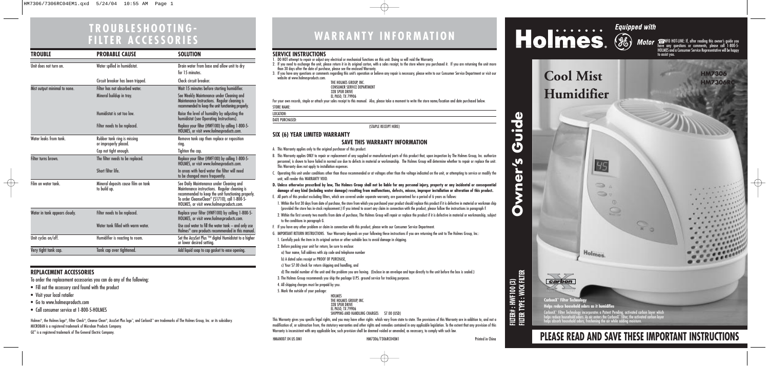# TROUBLESHOOTING- FILTER ACCESSORIES

| TROUBLE | PROBABLE CAUSE | SOLUTION |
|---|---|---|
| Unit does not turn on. | Water spilled in humidistat. | Drain water from base and allow unit to dry for 15 minutes. |
| | Circuit breaker has been tripped. | Check circuit breaker. |
| Mist output minimal to none. | Filter has not absorbed water. | Wait 15 minutes before starting humidifier. |
| | Mineral buildup in tray. | See Weekly Maintenance under Cleaning and Maintenance Instructions. Regular cleaning is recommended to keep the unit functioning properly. |
| | Humidistat is set too low. | Raise the level of humidity by adjusting the humidistat (see Operating Instructions). |
| | Filter needs to be replaced. | Replace your filter (HWF100) by calling 1-800-5-HOLMES, or visit www.holmesproducts.com. |
| Water leaks from tank. | Rubber tank ring is missing or improperly placed. | Remove tank cap then replace or reposition ring. |
| | Cap not tight enough. | Tighten the cap. |
| Filter turns brown. | The filter needs to be replaced. | Replace your filter (HWF100) by calling 1-800-5-HOLMES, or visit www.holmesproducts.com. |
| | Short filter life. | In areas with hard water the filter will need to be changed more frequently. |
| Film on water tank. | Mineral deposits cause film on tank to build up. | See Daily Maintenance under Cleaning and Maintenance Instructions. Regular cleaning is recommended to keep the unit functioning properly. To order CleanseClean® (S1710), call 1-800-5-HOLMES, or visit *www.holmesproducts.com*. |
| Water in tank appears cloudy. | Filter needs to be replaced. | Replace your filter (HWF100) by calling 1-800-5-HOLMES, or visit *www.holmesproducts.com*. |
| | Water tank filled with warm water. | Use cool water to fill the water tank – and only use Holmes® care products recommended in this manual. |
| Unit cycles on/off. | Humidifier is reacting to room. | Set the AccuSet Plus ™ digital Humidistat to a higher or lower desired setting. |
| Very tight tank cap. | Tank cap over tightened. | Add liquid soap to cap gasket to ease opening. |

## REPLACEMENT ACCESSORIES

To order the replacement accessories you can do any of the following:

- Fill out the accessory card found with the product
- Visit your local retailer
- Go to www.holmesproducts.com
- Call consumer service at 1-800-5-HOLMES

Holmes®, the Holmes logo®, Filter Check®, Cleanse Clean®, AccuSet Plus logo™, and CarbonX™ are trademarks of The Holmes Group, Inc. or its subsidiary.
MICROBAN is a registered trademark of Microban Products Company.
GE® is a registered trademark of The General Electric Company.

# WARRANTY INFORMATION

## SERVICE INSTRUCTIONS

1. DO NOT attempt to repair or adjust any electrical or mechanical functions on this unit. Doing so will void the Warranty.
2. If you need to exchange the unit, please return it in its original carton, with a sales receipt, to the store where you purchased it. If you are returning the unit more than 30 days after the date of purchase, please see the enclosed Warranty.
3. If you have any questions or comments regarding this unit's operation or believe any repair is necessary, please write to our Consumer Service Department or visit our website at www.holmesproducts.com.

THE HOLMES GROUP, INC.
CONSUMER SERVICE DEPARTMENT
32B SPUR DRIVE
EL PASO, TX 79906

For your own records, staple or attach your sales receipt to this manual. Also, please take a moment to write the store name/location and date purchased below.

STORE NAME:

LOCATION:

DATE PURCHASED:

(STAPLE RECEIPT HERE)

## SIX (6) YEAR LIMITED WARRANTY

### SAVE THIS WARRANTY INFORMATION

A. This Warranty applies only to the original purchaser of this product.

B. This Warranty applies ONLY to repair or replacement of any supplied or manufactured parts of this product that, upon inspection by The Holmes Group, Inc. authorize personnel, is shown to have failed in normal use due to defects in material or workmanship. The Holmes Group will determine whether to repair or replace the unit. This Warranty does not apply to installation expenses.

C. Operating this unit under conditions other than those recommended or at voltages other than the voltage indicated on the unit, or attempting to service or modify the unit, will render this WARRANTY VOID.

**D. Unless otherwise proscribed by law, The Holmes Group shall not be liable for any personal injury, property or any incidental or consequential damage of any kind (including water damage) resulting from malfunctions, defects, misuse, improper installation or alteration of this product.**

E. All parts of this product excluding filters, which are covered under separate warranty, are guaranteed for a period of 6 years as follows:

1. Within the first 30 days from date of purchase, the store from which you purchased your product should replace this product if it is defective in material or workman ship (provided the store has in-stock replacement.) If you intend to assert any claim in connection with the product, please follow the instructions in paragraph F.
2. Within the first seventy two months from date of purchase, The Holmes Group will repair or replace the product if it is defective in material or workmanship, subject to the conditions in paragraph G.

F. If you have any other problem or claim in connection with this product, please write our Consumer Service Department.

G. IMPORTANT RETURN INSTRUCTIONS. Your Warranty depends on your following these instructions if you are returning the unit to The Holmes Group, Inc.:

1. Carefully pack the item in its original carton or other suitable box to avoid damage in shipping.
2. Before packing your unit for return, be sure to enclose:
   a) Your name, full address with zip code and telephone number
   b) A dated sales receipt or PROOF OF PURCHASE,
   c) Your $7.00 check for return shipping and handling, and
   d) The model number of the unit and the problem you are having. (Enclose in an envelope and tape directly to the unit before the box is sealed.)
3. The Holmes Group recommends you ship the package U.P.S. ground service for tracking purposes.
4. All shipping charges must be prepaid by you.
5. Mark the outside of your package:

HOLMES
THE HOLMES GROUP, INC.
32B SPUR DRIVE
EL PASO, TX 79906
SHIPPING AND HANDLING CHARGES: $7.00 (USD)

This Warranty gives you specific legal rights, and you may have other rights which vary from state to state. The provisions of this Warranty are in addition to, and not a modification of, or subtraction from, the statutory warranties and other rights and remedies contained in any applicable legislation. To the extent that any provision of this Warranty is inconsistent with any applicable law, such provision shall be deemed voided or amended, as necessary, to comply with such law.

HMAN007.04.US.OM1 HM7306/7306RC04EM1 Printed in China

# Holmes®

Equipped with GE Motor

INFO HOT-LINE: If, after reading this owner's guide you have any questions or comments, please call 1-800-5-HOLMES and a Consumer Service Representative will be happy to assist you.

# Cool Mist Humidifier

HM7306
HM7306RC

# Owner's Guide

FILTER#: HWF100 (3)
FILTER TYPE: WICK FILTER

**CarbonX™ Filter Technology**
**Helps reduce household odors as it humidifies**

CarbonX™ Filter Technology incorporates a Patent Pending, activated carbon layer which helps reduce household odors. As air enters the CarbonX™ filter, the activated carbon layer helps absorb household odors, freshening the air while adding moisture.

# PLEASE READ AND SAVE THESE IMPORTANT INSTRUCTIONS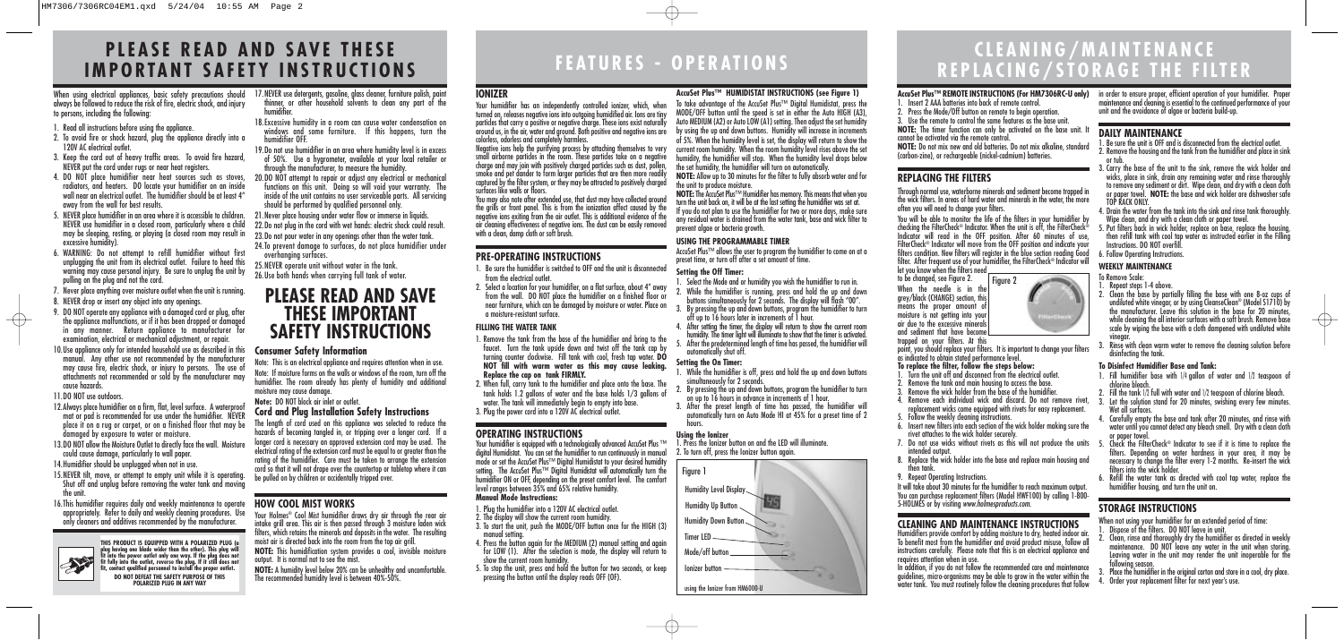# PLEASE READ AND SAVE THESE IMPORTANT SAFETY INSTRUCTIONS

When using electrical appliances, basic safety precautions should always be followed to reduce the risk of fire, electric shock, and injury to persons, including the following:

1. Read all instructions before using the appliance.
2. To avoid fire or shock hazard, plug the appliance directly into a 120V AC electrical outlet.
3. Keep the cord out of heavy traffic areas. To avoid fire hazard, NEVER put the cord under rugs or near heat registers.
4. DO NOT place humidifier near heat sources such as stoves, radiators, and heaters. DO locate your humidifier on an inside wall near an electrical outlet. The humidifier should be at least 4" away from the wall for best results.
5. NEVER place humidifier in an area where it is accessible to children. NEVER use humidifier in a closed room, particularly where a child may be sleeping, resting, or playing (a closed room may result in excessive humidity).
6. WARNING: Do not attempt to refill humidifier without first unplugging the unit from its electrical outlet. Failure to heed this warning may cause personal injury. Be sure to unplug the unit by pulling on the plug and not the cord.
7. Never place anything over moisture outlet when the unit is running.
8. NEVER drop or insert any object into any openings.
9. DO NOT operate any appliance with a damaged cord or plug, or after the appliance malfunctions, or if it has been dropped or damaged in any manner. Return appliance to manufacturer for examination, electrical or mechanical adjustment, or repair.
10. Use appliance only for intended household use as described in this manual. Any other use not recommended by the manufacturer may cause fire, electric shock, or injury to persons. The use of attachments not recommended or sold by the manufacturer may cause hazards.
11. DO NOT use outdoors.
12. Always place humidifier on a firm, flat, level surface. A waterproof mat or pad is recommended for use under the humidifier. NEVER place it on a rug or carpet, or on a finished floor that may be damaged by exposure to water or moisture.
13. DO NOT allow the Moisture Outlet to directly face the wall. Moisture could cause damage, particularly to wall paper.
14. Humidifier should be unplugged when not in use.
15. NEVER tilt, move, or attempt to empty unit while it is operating. Shut off and unplug before removing the water tank and moving the unit.
16. This humidifier requires daily and weekly maintenance to operate appropriately. Refer to daily and weekly cleaning procedures. Use only cleaners and additives recommended by the manufacturer.
17. NEVER use detergents, gasoline, glass cleaner, furniture polish, paint thinner, or other household solvents to clean any part of the humidifier.
18. Excessive humidity in a room can cause water condensation on windows and some furniture. If this happens, turn the humidifier OFF.
19. Do not use humidifier in an area where humidity level is in excess of 50%. Use a hygrometer, available at your local retailer or through the manufacturer, to measure the humidity.
20. DO NOT attempt to repair or adjust any electrical or mechanical functions on this unit. Doing so will void your warranty. The inside of the unit contains no user serviceable parts. All servicing should be performed by qualified personnel only.
21. Never place housing under water flow or immerse in liquids.
22. Do not plug in the cord with wet hands: electric shock could result.
23. Do not pour water in any openings other than the water tank.
24. To prevent damage to surfaces, do not place humidifier under overhanging surfaces.
25. NEVER operate unit without water in the tank.
26. Use both hands when carrying full tank of water.

**THIS PRODUCT IS EQUIPPED WITH A POLARIZED PLUG (a plug having one blade wider than the other). This plug will fit into the power outlet only one way. If the plug does not fit fully into the outlet, reverse the plug. If it still does not fit, contact qualified personnel to install the proper outlet.**
**DO NOT DEFEAT THE SAFETY PURPOSE OF THIS POLARIZED PLUG IN ANY WAY**

# PLEASE READ AND SAVE THESE IMPORTANT SAFETY INSTRUCTIONS

### Consumer Safety Information

Note: This is an electrical appliance and requires attention when in use.

Note: If moisture forms on the walls or windows of the room, turn off the humidifier. The room already has plenty of humidity and additional moisture may cause damage.

**Note:** DO NOT block air inlet or outlet.

### Cord and Plug Installation Safety Instructions

The length of cord used on this appliance was selected to reduce the hazards of becoming tangled in, or tripping over a longer cord. If a longer cord is necessary an approved extension cord may be used. The electrical rating of the extension cord must be equal to or greater than the rating of the humidifier. Care must be taken to arrange the extension cord so that it will not drape over the countertop or tabletop where it can be pulled on by children or accidentally tripped over.

## HOW COOL MIST WORKS

Your Holmes® Cool Mist humidifier draws dry air through the rear air intake grill area. This air is then passed through 3 moisture laden wick filters, which retains the minerals and deposits in the water. The resulting moist air is directed back into the room from the top air grill.

**NOTE:** This humidification system provides a cool, invisible moisture output. It is normal not to see the mist.

**NOTE:** A humidity level below 20% can be unhealthy and uncomfortable. The recommended humidity level is between 40%-50%.

# FEATURES - OPERATIONS

## IONIZER

Your humidifier has an independently controlled ionizer, which, when turned on, releases negative ions into outgoing humidified air. Ions are tiny particles that carry a positive or negative charge. These ions exist naturally around us, in the air, water and ground. Both positive and negative ions are colorless, odorless and completely harmless.

Negative ions help the purifying process by attaching themselves to very small airborne particles in the room. These particles take on a negative charge and may join with positively charged particles such as dust, pollen, smoke and pet dander to form larger particles that are then more readily captured by the filter system, or they may be attracted to positively charged surfaces like walls or floors.

You may also note after extended use, that dust may have collected around the grills or front panel. This is from the ionization affect caused by the negative ions exiting from the air outlet. This is additional evidence of the air cleaning effectiveness of negative ions. The dust can be easily removed with a clean, damp cloth or soft brush.

## PRE-OPERATING INSTRUCTIONS

1. Be sure the humidifier is switched to OFF and the unit is disconnected from the electrical outlet.
2. Select a location for your humidifier, on a flat surface, about 4" away from the wall. DO NOT place the humidifier on a finished floor or near furniture, which can be damaged by moisture or water. Place on a moisture-resistant surface.

### FILLING THE WATER TANK

1. Remove the tank from the base of the humidifier and bring to the faucet. Turn the tank upside down and twist off the tank cap by turning counter clockwise. Fill tank with cool, fresh tap water. **DO NOT fill with warm water as this may cause leaking. Replace the cap on tank FIRMLY.**
2. When full, carry tank to the humidifier and place onto the base. The tank holds 1.2 gallons of water and the base holds 1/3 gallons of water. The tank will immediately begin to empty into base.
3. Plug the power cord into a 120V AC electrical outlet.

## OPERATING INSTRUCTIONS

Your humidifier is equipped with a technologically advanced AccuSet Plus ™ digital Humidistat. You can set the humidifier to run continuously in manual mode or set the AccuSet Plus™ Digital Humidistat to your desired humidity setting. The AccuSet Plus™ Digital Humidistat will automatically turn the humidifier ON or OFF, depending on the preset comfort level. The comfort level ranges between 35% and 65% relative humidity.

**Manual Mode Instructions:**

1. Plug the humidifier into a 120V AC electrical outlet.
2. The display will show the current room humidity.
3. To start the unit, push the MODE/OFF button once for the HIGH (3) manual setting.
4. Press the button again for the MEDIUM (2) manual setting and again for LOW (1). After the selection is made, the display will return to show the current room humidity.
5. To stop the unit, press and hold the button for two seconds, or keep pressing the button until the display reads OFF (OF).

### AccuSet Plus™ HUMIDISTAT INSTRUCTIONS (see Figure 1)

To take advantage of the AccuSet Plus™ Digital Humidistat, press the MODE/OFF button until the speed is set in either the Auto HIGH (A3), Auto MEDIUM (A2) or Auto LOW (A1) setting. Then adjust the set humidity by using the up and down buttons. Humidity will increase in increments of 5%. When the humidity level is set, the display will return to show the current room humidity. When the room humidity level rises above the set humidity, the humidifier will stop. When the humidity level drops below the set humidity, the humidifier will turn on automatically.

**NOTE:** Allow up to 30 minutes for the filter to fully absorb water and for the unit to produce moisture.

**NOTE:** The AccuSet Plus™ Humidifier has memory. This means that when you turn the unit back on, it will be at the last setting the humidifier was set at.

If you do not plan to use the humidifier for two or more days, make sure any residual water is drained from the water tank, base and wick filter to prevent algae or bacteria growth.

### USING THE PROGRAMMABLE TIMER

AccuSet Plus™ allows the user to program the humidifier to come on at a preset time, or turn off after a set amount of time.

**Setting the Off Timer:**

1. Select the Mode and or humidity you wish the humidifier to run in.
2. While the humidifier is running, press and hold the up and down buttons simultaneously for 2 seconds. The display will flash "00".
3. By pressing the up and down buttons, program the humidifier to turn off up to 16 hours later in increments of 1 hour.
4. After setting the timer, the display will return to show the current room humidity. The timer light will illuminate to show that the timer is activated.
5. After the predetermined length of time has passed, the humidifier will automatically shut off.

**Setting the On Timer:**

1. While the humidifier is off, press and hold the up and down buttons simultaneously for 2 seconds.
2. By pressing the up and down buttons, program the humidifier to turn on up to 16 hours in advance in increments of 1 hour.
3. After the preset length of time has passed, the humidifier will automatically turn on Auto Mode HI at 45% for a preset time of 2 hours.

**Using the Ionizer**

1. Press the Ionizer button on and the LED will illuminate.
2. To turn off, press the Ionizer button again.

Figure 1

Humidity Level Display
Humidity Up Button
Humidity Down Button
Timer LED
Mode/off button
Ionizer button

using the Ionizer from HM6000-U

# CLEANING/MAINTENANCE REPLACING/STORAGE THE FILTER

### AccuSet Plus™ REMOTE INSTRUCTIONS (For HM7306RC-U only)

1. Insert 2 AAA batteries into back of remote control.
2. Press the Mode/Off button on remote to begin operation.
3. Use the remote to control the same features as the base unit.

**NOTE:** The timer function can only be activated on the base unit. It cannot be activated via the remote control.

**NOTE:** Do not mix new and old batteries. Do not mix alkaline, standard (carbon-zinc), or rechargeable (nickel-cadmium) batteries.

## REPLACING THE FILTERS

Through normal use, waterborne minerals and sediment become trapped in the wick filters. In areas of hard water and minerals in the water, the more often you will need to change your filters.

You will be able to monitor the life of the filters in your humidifier by checking the FilterCheck® Indicator. When the unit is off, the FilterCheck® Indicator will read in the OFF position. After 60 minutes of use, FilterCheck® Indicator will move from the OFF position and indicate your filters condition. New filters will register in the blue section reading Good filter. After frequent use of your humidifier, the FilterCheck® Indicator will let you know when the filters need to be changed, see Figure 2.

Figure 2

When the needle is in the grey/black (CHANGE) section, this means the proper amount of moisture is not getting into your air due to the excessive minerals and sediment that have become trapped on your filters. At this point, you should replace your filters. It is important to change your filters as indicated to obtain stated performance level.

**To replace the filter, follow the steps below:**

1. Turn the unit off and disconnect from the electrical outlet.
2. Remove the tank and main housing to access the base.
3. Remove the wick holder from the base of the humidifier.
4. Remove each individual wick and discard. Do not remove rivet, replacement wicks come equipped with rivets for easy replacement.
5. Follow the weekly cleaning instructions.
6. Insert new filters into each section of the wick holder making sure the rivet attaches to the wick holder securely.
7. Do not use wicks without rivets as this will not produce the units intended output.
8. Replace the wick holder into the base and replace main housing and then tank.
9. Repeat Operating Instructions.

It will take about 30 minutes for the humidifier to reach maximum output. You can purchase replacement filters (Model HWF100) by calling 1-800-5-HOLMES or by visiting *www.holmesproducts.com*.

## CLEANING AND MAINTENANCE INSTRUCTIONS

Humidifiers provide comfort by adding moisture to dry, heated indoor air. To benefit most from the humidifier and avoid product misuse, follow all instructions carefully. Please note that this is an electrical appliance and requires attention when in use.

In addition, if you do not follow the recommended care and maintenance guidelines, micro-organisms may be able to grow in the water within the water tank. You must routinely follow the cleaning procedures that follow in order to ensure proper, efficient operation of your humidifier. Proper maintenance and cleaning is essential to the continued performance of your unit and the avoidance of algae or bacteria build-up.

### DAILY MAINTENANCE

1. Be sure the unit is OFF and is disconnected from the electrical outlet.
2. Remove the housing and the tank from the humidifier and place in sink or tub.
3. Carry the base of the unit to the sink, remove the wick holder and wicks, place in sink, drain any remaining water and rinse thoroughly to remove any sediment or dirt. Wipe clean, and dry with a clean cloth or paper towel. **NOTE:** the base and wick holder are dishwasher safe TOP RACK ONLY.
4. Drain the water from the tank into the sink and rinse tank thoroughly. Wipe clean, and dry with a clean cloth or paper towel.
5. Put filters back in wick holder, replace on base, replace the housing, then refill tank with cool tap water as instructed earlier in the Filling Instructions. DO NOT overfill.
6. Follow Operating Instructions.

### WEEKLY MAINTENANCE

To Remove Scale:

1. Repeat steps 1-4 above.
2. Clean the base by partially filling the base with one 8-oz cups of undiluted white vinegar, or by using CleanseClean® (Model S1710) by the manufacturer. Leave this solution in the base for 20 minutes, while cleaning the all interior surfaces with a soft brush. Remove base scale by wiping the base with a cloth dampened with undiluted white vinegar.
3. Rinse with clean warm water to remove the cleaning solution before disinfecting the tank.

**To Disinfect Humidifier Base and Tank:**

1. Fill humidifier base with 1/4 gallon of water and 1/2 teaspoon of chlorine bleach.
2. Fill the tank 1/2 full with water and 1/2 teaspoon of chlorine bleach.
3. Let the solution stand for 20 minutes, swishing every few minutes. Wet all surfaces.
4. Carefully empty the base and tank after 20 minutes, and rinse with water until you cannot detect any bleach smell. Dry with a clean cloth or paper towel.
5. Check the FilterCheck® Indicator to see if it is time to replace the filters. Depending on water hardness in your area, it may be necessary to change the filter every 1-2 months. Re-insert the wick filters into the wick holder.
6. Refill the water tank as directed with cool tap water, replace the humidifier housing, and turn the unit on.

## STORAGE INSTRUCTIONS

When not using your humidifier for an extended period of time:

1. Dispose of the filters. DO NOT leave in unit.
2. Clean, rinse, and thoroughly dry the humidifier as directed in weekly maintenance. DO NOT leave any water in the unit when storing. Leaving water in the unit may render the unit inoperable for the following season.
3. Place the humidifier in the original carton and store in a cool, dry place.
4. Order your replacement filter for next year's use.